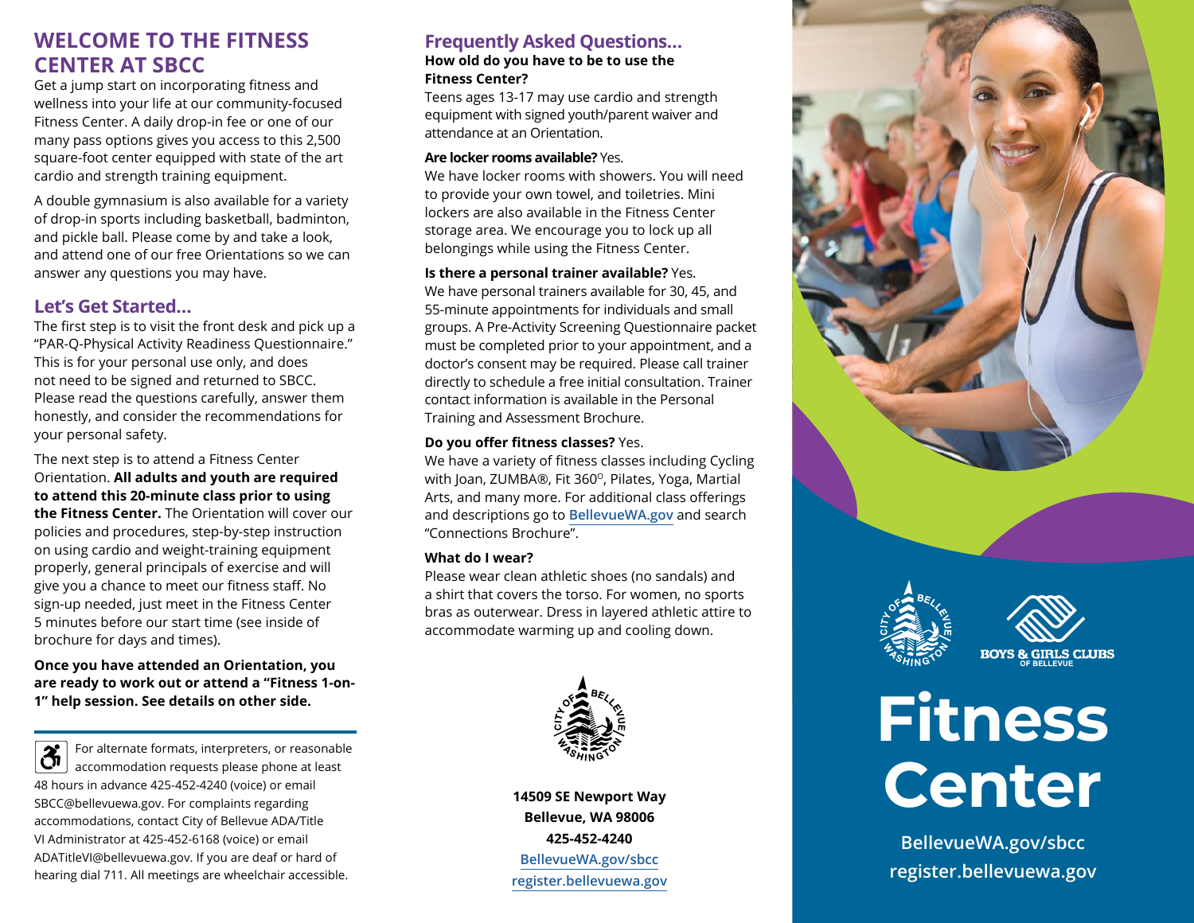# WELCOME TO THE FITNESS CENTER AT SBCC

Get a jump start on incorporating fitness and wellness into your life at our community-focused Fitness Center. A daily drop-in fee or one of our many pass options gives you access to this 2,500 square-foot center equipped with state of the art cardio and strength training equipment.

A double gymnasium is also available for a variety of drop-in sports including basketball, badminton, and pickle ball. Please come by and take a look, and attend one of our free Orientations so we can answer any questions you may have.

## Let's Get Started...

The first step is to visit the front desk and pick up a "PAR-Q-Physical Activity Readiness Questionnaire." This is for your personal use only, and does not need to be signed and returned to SBCC. Please read the questions carefully, answer them honestly, and consider the recommendations for your personal safety.

The next step is to attend a Fitness Center Orientation. **All adults and youth are required to attend this 20-minute class prior to using the Fitness Center.** The Orientation will cover our policies and procedures, step-by-step instruction on using cardio and weight-training equipment properly, general principals of exercise and will give you a chance to meet our fitness staff. No sign-up needed, just meet in the Fitness Center 5 minutes before our start time (see inside of brochure for days and times).

**Once you have attended an Orientation, you are ready to work out or attend a "Fitness 1-on-1" help session. See details on other side.**

For alternate formats, interpreters, or reasonable accommodation requests please phone at least 48 hours in advance 425-452-4240 (voice) or email SBCC@bellevuewa.gov. For complaints regarding accommodations, contact City of Bellevue ADA/Title VI Administrator at 425-452-6168 (voice) or email ADATitleVI@bellevuewa.gov. If you are deaf or hard of hearing dial 711. All meetings are wheelchair accessible.

## Frequently Asked Questions...

**How old do you have to be to use the Fitness Center?**

Teens ages 13-17 may use cardio and strength equipment with signed youth/parent waiver and attendance at an Orientation.

**Are locker rooms available?** Yes.

We have locker rooms with showers. You will need to provide your own towel, and toiletries. Mini lockers are also available in the Fitness Center storage area. We encourage you to lock up all belongings while using the Fitness Center.

**Is there a personal trainer available?** Yes.

We have personal trainers available for 30, 45, and 55-minute appointments for individuals and small groups. A Pre-Activity Screening Questionnaire packet must be completed prior to your appointment, and a doctor's consent may be required. Please call trainer directly to schedule a free initial consultation. Trainer contact information is available in the Personal Training and Assessment Brochure.

**Do you offer fitness classes?** Yes.

We have a variety of fitness classes including Cycling with Joan, ZUMBA®, Fit 360°, Pilates, Yoga, Martial Arts, and many more. For additional class offerings and descriptions go to BellevueWA.gov and search "Connections Brochure".

**What do I wear?**

Please wear clean athletic shoes (no sandals) and a shirt that covers the torso. For women, no sports bras as outerwear. Dress in layered athletic attire to accommodate warming up and cooling down.

**14509 SE Newport Way**
**Bellevue, WA 98006**
**425-452-4240**
BellevueWA.gov/sbcc
register.bellevuewa.gov

City of Bellevue Washington

BOYS & GIRLS CLUBS OF BELLEVUE

# Fitness Center

**BellevueWA.gov/sbcc**
**register.bellevuewa.gov**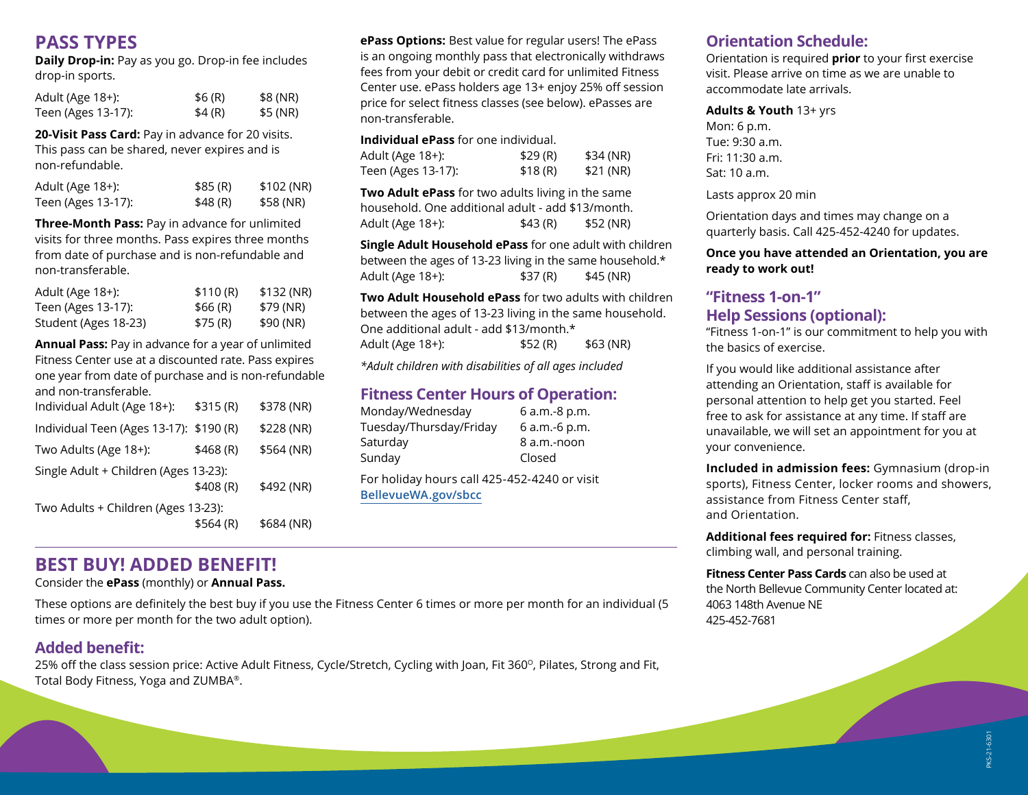## PASS TYPES

**Daily Drop-in:** Pay as you go. Drop-in fee includes drop-in sports.

| | | |
|---|---|---|
| Adult (Age 18+): | $6 (R) | $8 (NR) |
| Teen (Ages 13-17): | $4 (R) | $5 (NR) |

**20-Visit Pass Card:** Pay in advance for 20 visits. This pass can be shared, never expires and is non-refundable.

| | | |
|---|---|---|
| Adult (Age 18+): | $85 (R) | $102 (NR) |
| Teen (Ages 13-17): | $48 (R) | $58 (NR) |

**Three-Month Pass:** Pay in advance for unlimited visits for three months. Pass expires three months from date of purchase and is non-refundable and non-transferable.

| | | |
|---|---|---|
| Adult (Age 18+): | $110 (R) | $132 (NR) |
| Teen (Ages 13-17): | $66 (R) | $79 (NR) |
| Student (Ages 18-23) | $75 (R) | $90 (NR) |

**Annual Pass:** Pay in advance for a year of unlimited Fitness Center use at a discounted rate. Pass expires one year from date of purchase and is non-refundable and non-transferable.

| | | |
|---|---|---|
| Individual Adult (Age 18+): | $315 (R) | $378 (NR) |
| Individual Teen (Ages 13-17): | $190 (R) | $228 (NR) |
| Two Adults (Age 18+): | $468 (R) | $564 (NR) |
| Single Adult + Children (Ages 13-23): | $408 (R) | $492 (NR) |
| Two Adults + Children (Ages 13-23): | $564 (R) | $684 (NR) |

**ePass Options:** Best value for regular users! The ePass is an ongoing monthly pass that electronically withdraws fees from your debit or credit card for unlimited Fitness Center use. ePass holders age 13+ enjoy 25% off session price for select fitness classes (see below). ePasses are non-transferable.

**Individual ePass** for one individual.

| | | |
|---|---|---|
| Adult (Age 18+): | $29 (R) | $34 (NR) |
| Teen (Ages 13-17): | $18 (R) | $21 (NR) |

**Two Adult ePass** for two adults living in the same household. One additional adult - add $13/month.

| | | |
|---|---|---|
| Adult (Age 18+): | $43 (R) | $52 (NR) |

**Single Adult Household ePass** for one adult with children between the ages of 13-23 living in the same household.*

| | | |
|---|---|---|
| Adult (Age 18+): | $37 (R) | $45 (NR) |

**Two Adult Household ePass** for two adults with children between the ages of 13-23 living in the same household. One additional adult - add $13/month.*

| | | |
|---|---|---|
| Adult (Age 18+): | $52 (R) | $63 (NR) |

*\*Adult children with disabilities of all ages included*

### Fitness Center Hours of Operation:

| | |
|---|---|
| Monday/Wednesday | 6 a.m.-8 p.m. |
| Tuesday/Thursday/Friday | 6 a.m.-6 p.m. |
| Saturday | 8 a.m.-noon |
| Sunday | Closed |

For holiday hours call 425-452-4240 or visit BellevueWA.gov/sbcc

## BEST BUY! ADDED BENEFIT!

Consider the **ePass** (monthly) or **Annual Pass.**

These options are definitely the best buy if you use the Fitness Center 6 times or more per month for an individual (5 times or more per month for the two adult option).

### Added benefit:

25% off the class session price: Active Adult Fitness, Cycle/Stretch, Cycling with Joan, Fit 360°, Pilates, Strong and Fit, Total Body Fitness, Yoga and ZUMBA®.

### Orientation Schedule:

Orientation is required **prior** to your first exercise visit. Please arrive on time as we are unable to accommodate late arrivals.

**Adults & Youth** 13+ yrs

Mon: 6 p.m.
Tue: 9:30 a.m.
Fri: 11:30 a.m.
Sat: 10 a.m.

Lasts approx 20 min

Orientation days and times may change on a quarterly basis. Call 425-452-4240 for updates.

**Once you have attended an Orientation, you are ready to work out!**

### "Fitness 1-on-1" Help Sessions (optional):

"Fitness 1-on-1" is our commitment to help you with the basics of exercise.

If you would like additional assistance after attending an Orientation, staff is available for personal attention to help get you started. Feel free to ask for assistance at any time. If staff are unavailable, we will set an appointment for you at your convenience.

**Included in admission fees:** Gymnasium (drop-in sports), Fitness Center, locker rooms and showers, assistance from Fitness Center staff, and Orientation.

**Additional fees required for:** Fitness classes, climbing wall, and personal training.

**Fitness Center Pass Cards** can also be used at the North Bellevue Community Center located at:
4063 148th Avenue NE
425-452-7681